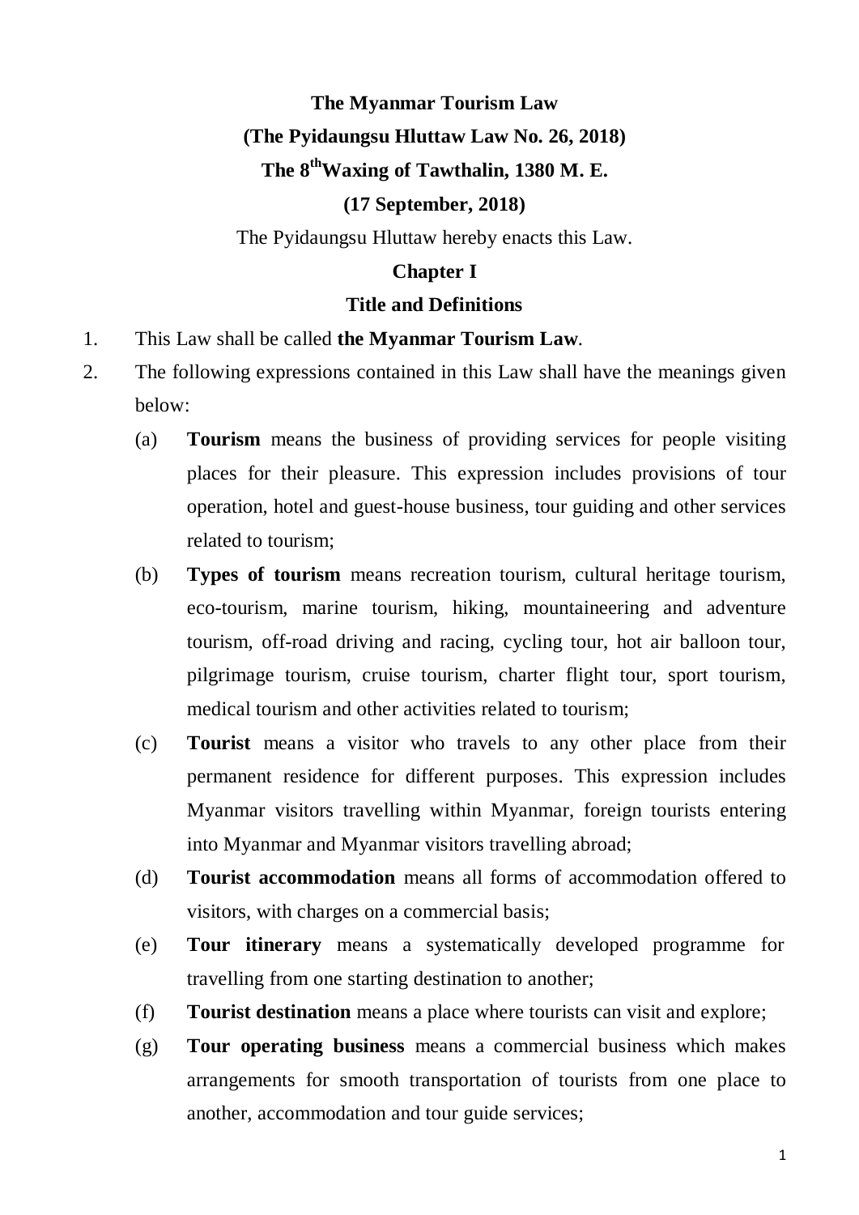# The Myanmar Tourism Law

**(The Pyidaungsu Hluttaw Law No. 26, 2018)**

**The 8th Waxing of Tawthalin, 1380 M. E.**

**(17 September, 2018)**

The Pyidaungsu Hluttaw hereby enacts this Law.

## Chapter I

## Title and Definitions

1. This Law shall be called **the Myanmar Tourism Law**.
2. The following expressions contained in this Law shall have the meanings given below:
   (a) **Tourism** means the business of providing services for people visiting places for their pleasure. This expression includes provisions of tour operation, hotel and guest-house business, tour guiding and other services related to tourism;
   (b) **Types of tourism** means recreation tourism, cultural heritage tourism, eco-tourism, marine tourism, hiking, mountaineering and adventure tourism, off-road driving and racing, cycling tour, hot air balloon tour, pilgrimage tourism, cruise tourism, charter flight tour, sport tourism, medical tourism and other activities related to tourism;
   (c) **Tourist** means a visitor who travels to any other place from their permanent residence for different purposes. This expression includes Myanmar visitors travelling within Myanmar, foreign tourists entering into Myanmar and Myanmar visitors travelling abroad;
   (d) **Tourist accommodation** means all forms of accommodation offered to visitors, with charges on a commercial basis;
   (e) **Tour itinerary** means a systematically developed programme for travelling from one starting destination to another;
   (f) **Tourist destination** means a place where tourists can visit and explore;
   (g) **Tour operating business** means a commercial business which makes arrangements for smooth transportation of tourists from one place to another, accommodation and tour guide services;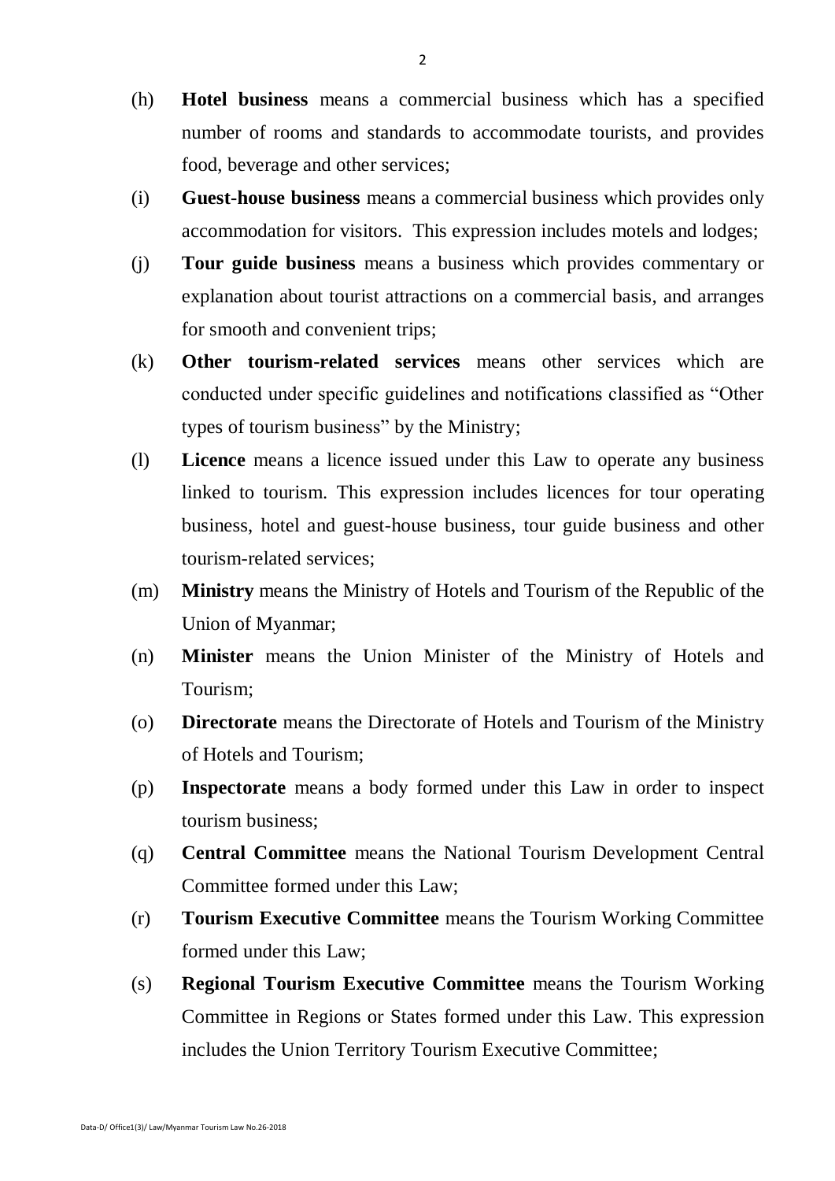(h) **Hotel business** means a commercial business which has a specified number of rooms and standards to accommodate tourists, and provides food, beverage and other services;

(i) **Guest-house business** means a commercial business which provides only accommodation for visitors. This expression includes motels and lodges;

(j) **Tour guide business** means a business which provides commentary or explanation about tourist attractions on a commercial basis, and arranges for smooth and convenient trips;

(k) **Other tourism-related services** means other services which are conducted under specific guidelines and notifications classified as "Other types of tourism business" by the Ministry;

(l) **Licence** means a licence issued under this Law to operate any business linked to tourism. This expression includes licences for tour operating business, hotel and guest-house business, tour guide business and other tourism-related services;

(m) **Ministry** means the Ministry of Hotels and Tourism of the Republic of the Union of Myanmar;

(n) **Minister** means the Union Minister of the Ministry of Hotels and Tourism;

(o) **Directorate** means the Directorate of Hotels and Tourism of the Ministry of Hotels and Tourism;

(p) **Inspectorate** means a body formed under this Law in order to inspect tourism business;

(q) **Central Committee** means the National Tourism Development Central Committee formed under this Law;

(r) **Tourism Executive Committee** means the Tourism Working Committee formed under this Law;

(s) **Regional Tourism Executive Committee** means the Tourism Working Committee in Regions or States formed under this Law. This expression includes the Union Territory Tourism Executive Committee;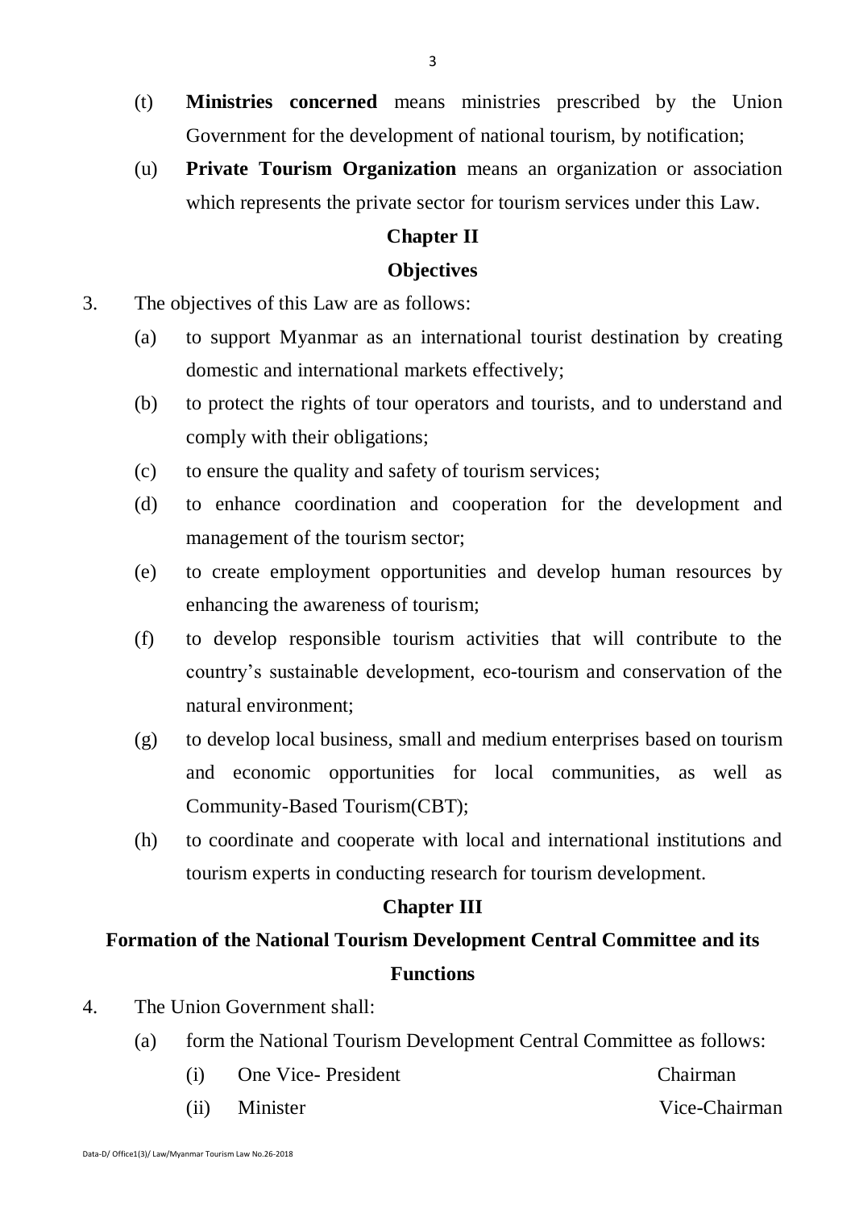(t) **Ministries concerned** means ministries prescribed by the Union Government for the development of national tourism, by notification;

(u) **Private Tourism Organization** means an organization or association which represents the private sector for tourism services under this Law.

## Chapter II

## Objectives

3. The objectives of this Law are as follows:

   (a) to support Myanmar as an international tourist destination by creating domestic and international markets effectively;

   (b) to protect the rights of tour operators and tourists, and to understand and comply with their obligations;

   (c) to ensure the quality and safety of tourism services;

   (d) to enhance coordination and cooperation for the development and management of the tourism sector;

   (e) to create employment opportunities and develop human resources by enhancing the awareness of tourism;

   (f) to develop responsible tourism activities that will contribute to the country's sustainable development, eco-tourism and conservation of the natural environment;

   (g) to develop local business, small and medium enterprises based on tourism and economic opportunities for local communities, as well as Community-Based Tourism(CBT);

   (h) to coordinate and cooperate with local and international institutions and tourism experts in conducting research for tourism development.

## Chapter III

## Formation of the National Tourism Development Central Committee and its Functions

4. The Union Government shall:

   (a) form the National Tourism Development Central Committee as follows:

      (i) One Vice- President — Chairman

      (ii) Minister — Vice-Chairman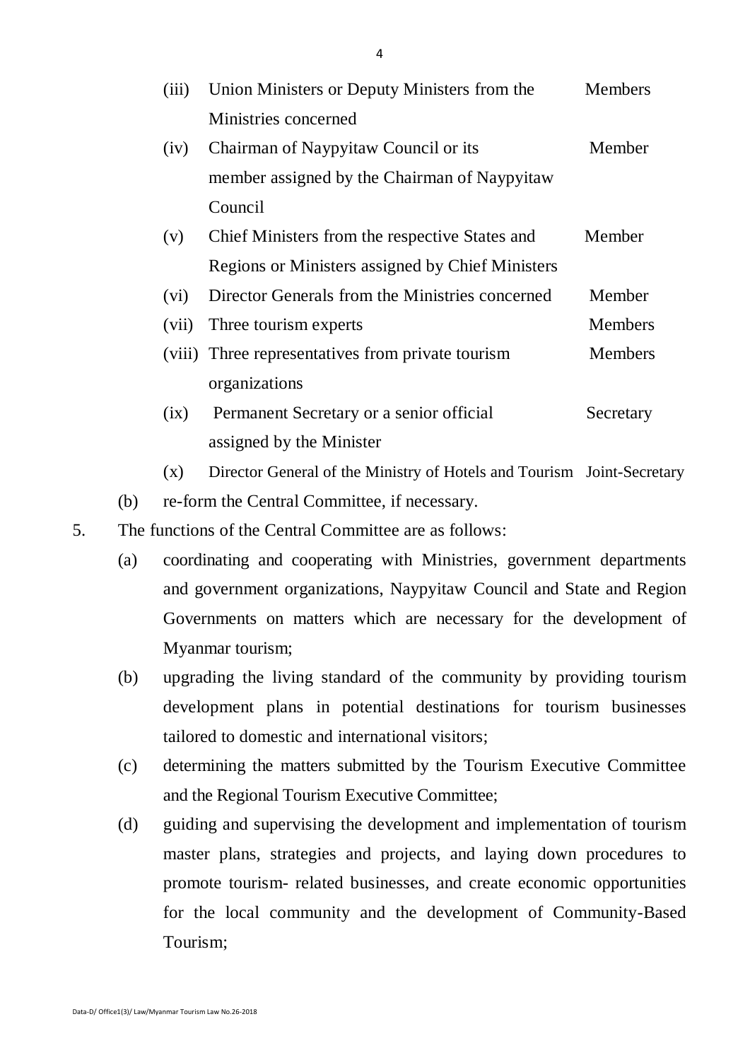(iii) Union Ministers or Deputy Ministers from the Ministries concerned — Members

(iv) Chairman of Naypyitaw Council or its member assigned by the Chairman of Naypyitaw Council — Member

(v) Chief Ministers from the respective States and Regions or Ministers assigned by Chief Ministers — Member

(vi) Director Generals from the Ministries concerned — Member

(vii) Three tourism experts — Members

(viii) Three representatives from private tourism organizations — Members

(ix) Permanent Secretary or a senior official assigned by the Minister — Secretary

(x) Director General of the Ministry of Hotels and Tourism — Joint-Secretary

(b) re-form the Central Committee, if necessary.

5. The functions of the Central Committee are as follows:

(a) coordinating and cooperating with Ministries, government departments and government organizations, Naypyitaw Council and State and Region Governments on matters which are necessary for the development of Myanmar tourism;

(b) upgrading the living standard of the community by providing tourism development plans in potential destinations for tourism businesses tailored to domestic and international visitors;

(c) determining the matters submitted by the Tourism Executive Committee and the Regional Tourism Executive Committee;

(d) guiding and supervising the development and implementation of tourism master plans, strategies and projects, and laying down procedures to promote tourism- related businesses, and create economic opportunities for the local community and the development of Community-Based Tourism;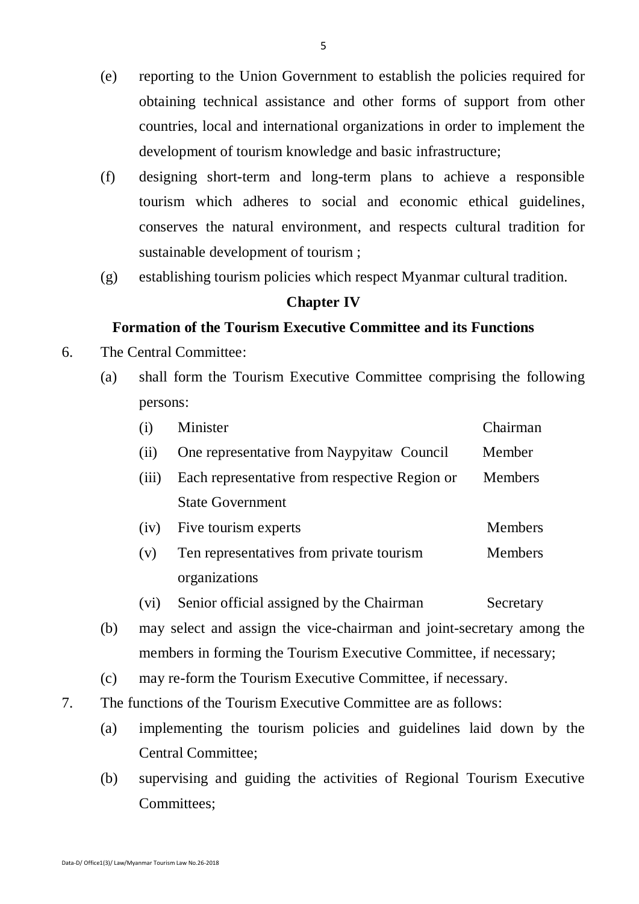(e) reporting to the Union Government to establish the policies required for obtaining technical assistance and other forms of support from other countries, local and international organizations in order to implement the development of tourism knowledge and basic infrastructure;

(f) designing short-term and long-term plans to achieve a responsible tourism which adheres to social and economic ethical guidelines, conserves the natural environment, and respects cultural tradition for sustainable development of tourism ;

(g) establishing tourism policies which respect Myanmar cultural tradition.

## Chapter IV

## Formation of the Tourism Executive Committee and its Functions

6. The Central Committee:

   (a) shall form the Tourism Executive Committee comprising the following persons:

   | | | |
   |---|---|---|
   | (i) | Minister | Chairman |
   | (ii) | One representative from Naypyitaw Council | Member |
   | (iii) | Each representative from respective Region or State Government | Members |
   | (iv) | Five tourism experts | Members |
   | (v) | Ten representatives from private tourism organizations | Members |
   | (vi) | Senior official assigned by the Chairman | Secretary |

   (b) may select and assign the vice-chairman and joint-secretary among the members in forming the Tourism Executive Committee, if necessary;

   (c) may re-form the Tourism Executive Committee, if necessary.

7. The functions of the Tourism Executive Committee are as follows:

   (a) implementing the tourism policies and guidelines laid down by the Central Committee;

   (b) supervising and guiding the activities of Regional Tourism Executive Committees;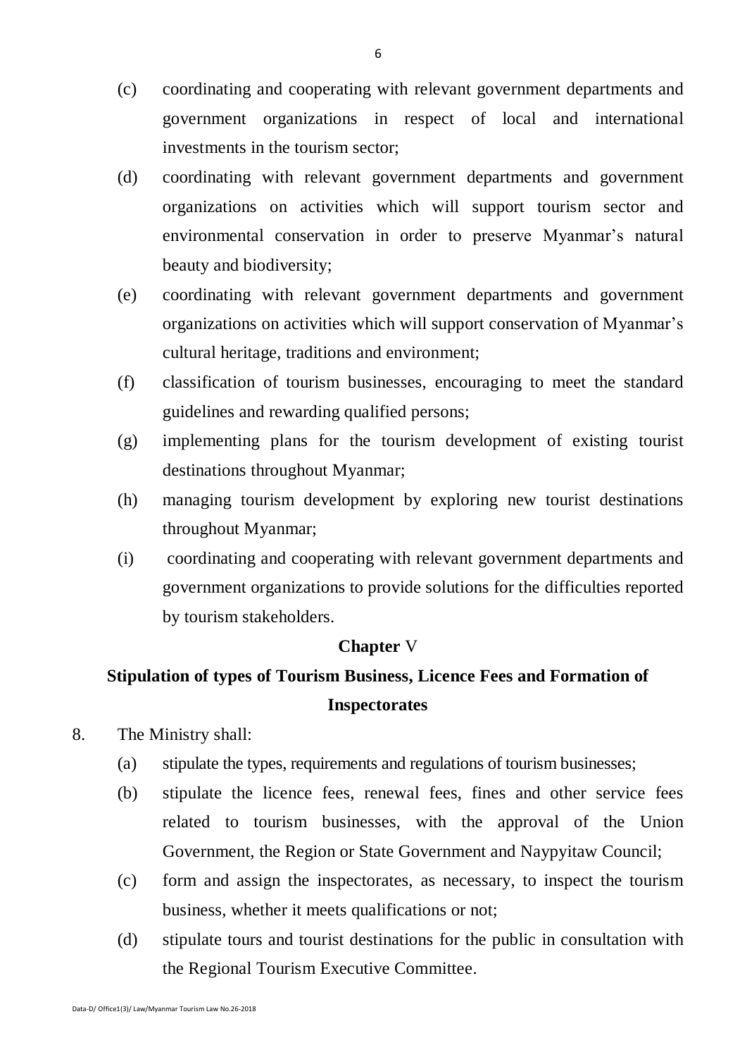(c) coordinating and cooperating with relevant government departments and government organizations in respect of local and international investments in the tourism sector;

(d) coordinating with relevant government departments and government organizations on activities which will support tourism sector and environmental conservation in order to preserve Myanmar's natural beauty and biodiversity;

(e) coordinating with relevant government departments and government organizations on activities which will support conservation of Myanmar's cultural heritage, traditions and environment;

(f) classification of tourism businesses, encouraging to meet the standard guidelines and rewarding qualified persons;

(g) implementing plans for the tourism development of existing tourist destinations throughout Myanmar;

(h) managing tourism development by exploring new tourist destinations throughout Myanmar;

(i) coordinating and cooperating with relevant government departments and government organizations to provide solutions for the difficulties reported by tourism stakeholders.

## Chapter V

## Stipulation of types of Tourism Business, Licence Fees and Formation of Inspectorates

8. The Ministry shall:

(a) stipulate the types, requirements and regulations of tourism businesses;

(b) stipulate the licence fees, renewal fees, fines and other service fees related to tourism businesses, with the approval of the Union Government, the Region or State Government and Naypyitaw Council;

(c) form and assign the inspectorates, as necessary, to inspect the tourism business, whether it meets qualifications or not;

(d) stipulate tours and tourist destinations for the public in consultation with the Regional Tourism Executive Committee.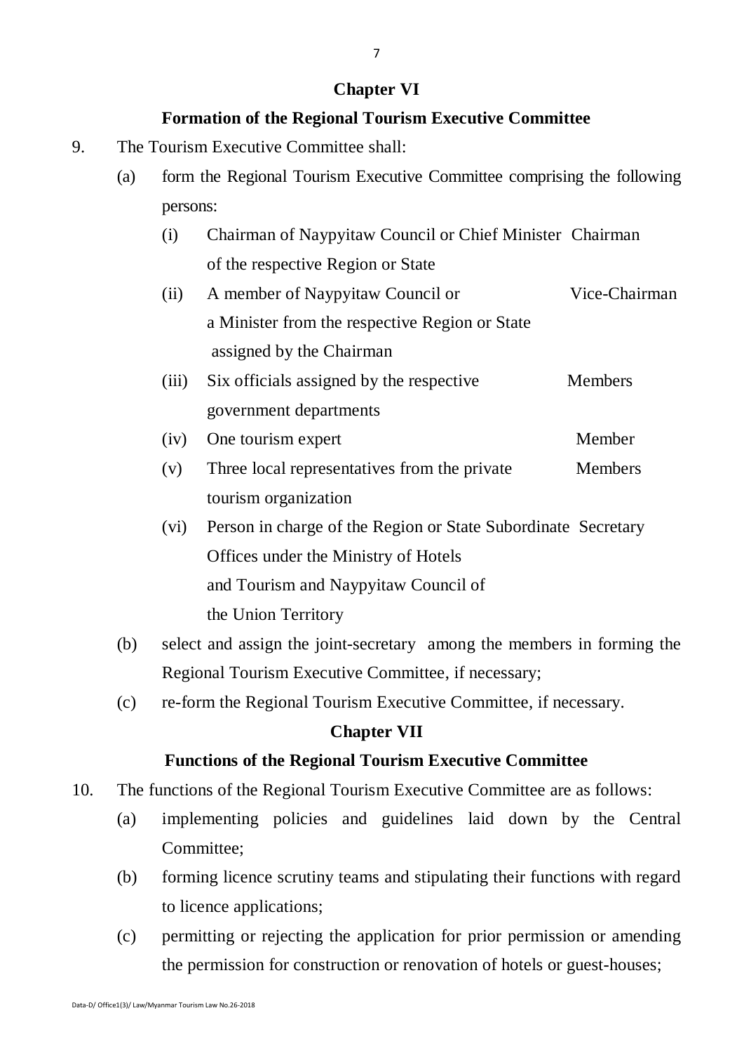## Chapter VI

## Formation of the Regional Tourism Executive Committee

9. The Tourism Executive Committee shall:

    (a) form the Regional Tourism Executive Committee comprising the following persons:

    | | | |
    |---|---|---|
    | (i) | Chairman of Naypyitaw Council or Chief Minister of the respective Region or State | Chairman |
    | (ii) | A member of Naypyitaw Council or a Minister from the respective Region or State assigned by the Chairman | Vice-Chairman |
    | (iii) | Six officials assigned by the respective government departments | Members |
    | (iv) | One tourism expert | Member |
    | (v) | Three local representatives from the private tourism organization | Members |
    | (vi) | Person in charge of the Region or State Subordinate Offices under the Ministry of Hotels and Tourism and Naypyitaw Council of the Union Territory | Secretary |

    (b) select and assign the joint-secretary among the members in forming the Regional Tourism Executive Committee, if necessary;

    (c) re-form the Regional Tourism Executive Committee, if necessary.

## Chapter VII

## Functions of the Regional Tourism Executive Committee

10. The functions of the Regional Tourism Executive Committee are as follows:

    (a) implementing policies and guidelines laid down by the Central Committee;

    (b) forming licence scrutiny teams and stipulating their functions with regard to licence applications;

    (c) permitting or rejecting the application for prior permission or amending the permission for construction or renovation of hotels or guest-houses;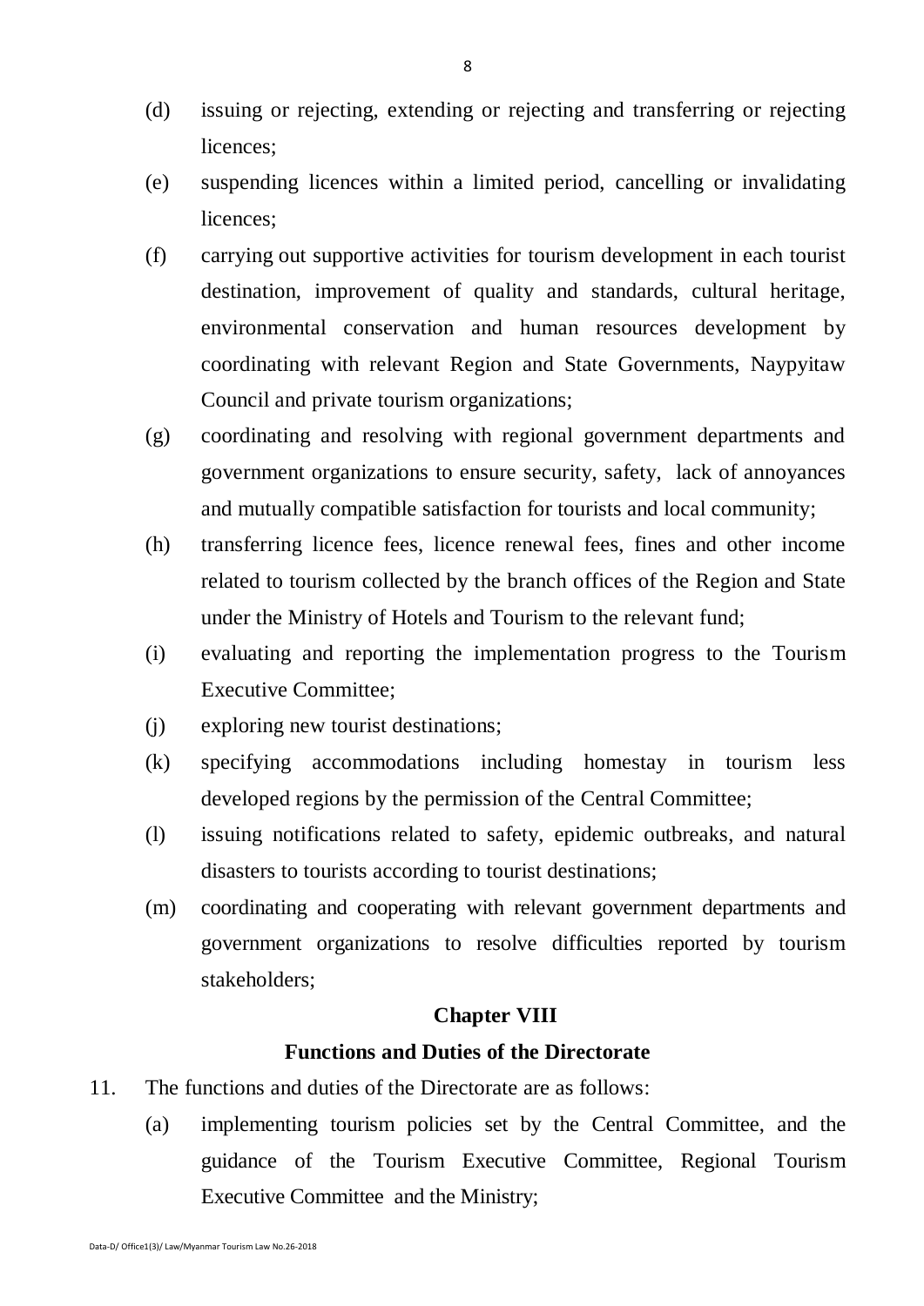(d) issuing or rejecting, extending or rejecting and transferring or rejecting licences;

(e) suspending licences within a limited period, cancelling or invalidating licences;

(f) carrying out supportive activities for tourism development in each tourist destination, improvement of quality and standards, cultural heritage, environmental conservation and human resources development by coordinating with relevant Region and State Governments, Naypyitaw Council and private tourism organizations;

(g) coordinating and resolving with regional government departments and government organizations to ensure security, safety, lack of annoyances and mutually compatible satisfaction for tourists and local community;

(h) transferring licence fees, licence renewal fees, fines and other income related to tourism collected by the branch offices of the Region and State under the Ministry of Hotels and Tourism to the relevant fund;

(i) evaluating and reporting the implementation progress to the Tourism Executive Committee;

(j) exploring new tourist destinations;

(k) specifying accommodations including homestay in tourism less developed regions by the permission of the Central Committee;

(l) issuing notifications related to safety, epidemic outbreaks, and natural disasters to tourists according to tourist destinations;

(m) coordinating and cooperating with relevant government departments and government organizations to resolve difficulties reported by tourism stakeholders;

## Chapter VIII

## Functions and Duties of the Directorate

11. The functions and duties of the Directorate are as follows:

(a) implementing tourism policies set by the Central Committee, and the guidance of the Tourism Executive Committee, Regional Tourism Executive Committee and the Ministry;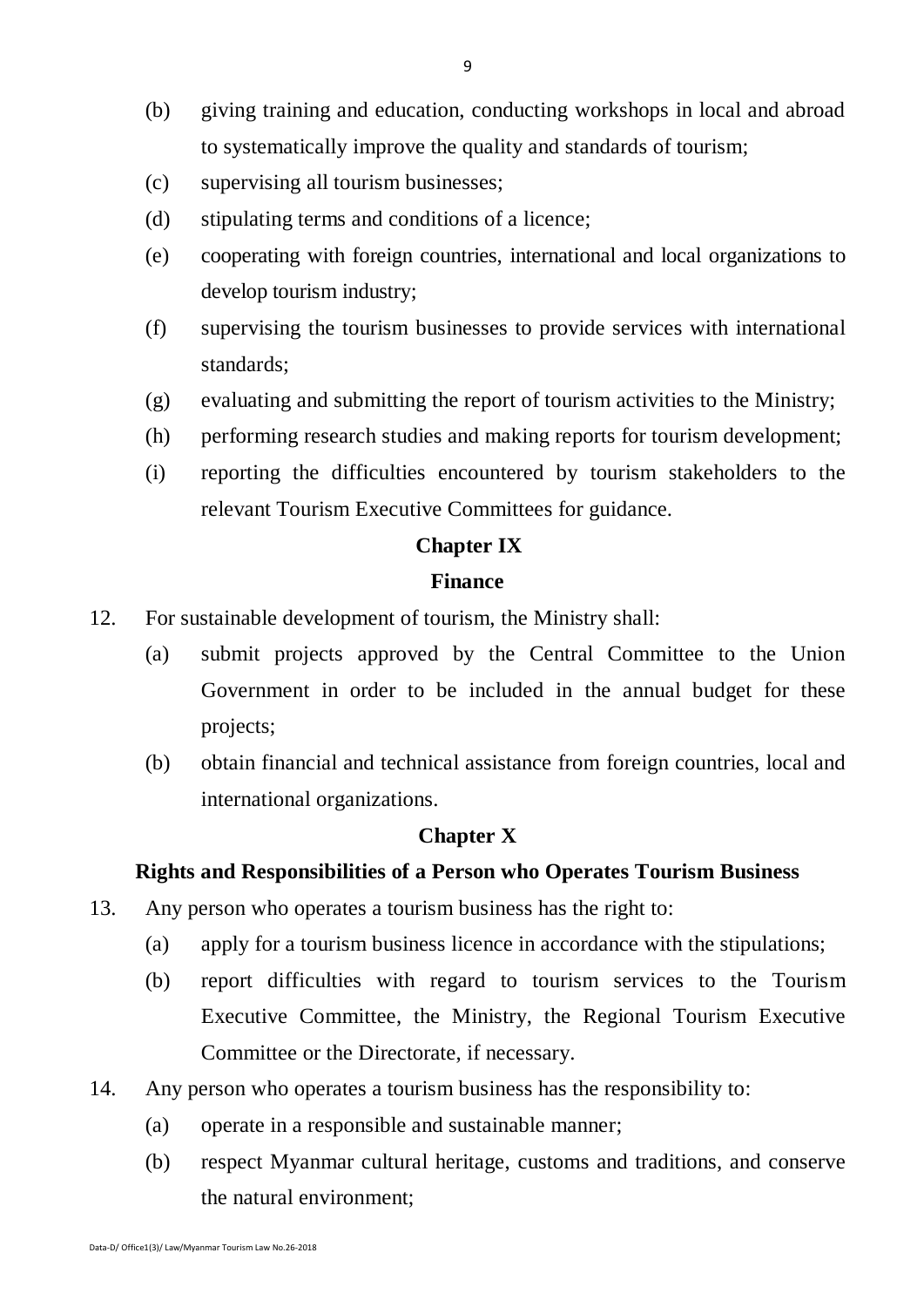(b) giving training and education, conducting workshops in local and abroad to systematically improve the quality and standards of tourism;

(c) supervising all tourism businesses;

(d) stipulating terms and conditions of a licence;

(e) cooperating with foreign countries, international and local organizations to develop tourism industry;

(f) supervising the tourism businesses to provide services with international standards;

(g) evaluating and submitting the report of tourism activities to the Ministry;

(h) performing research studies and making reports for tourism development;

(i) reporting the difficulties encountered by tourism stakeholders to the relevant Tourism Executive Committees for guidance.

## Chapter IX

## Finance

12. For sustainable development of tourism, the Ministry shall:

    (a) submit projects approved by the Central Committee to the Union Government in order to be included in the annual budget for these projects;

    (b) obtain financial and technical assistance from foreign countries, local and international organizations.

## Chapter X

## Rights and Responsibilities of a Person who Operates Tourism Business

13. Any person who operates a tourism business has the right to:

    (a) apply for a tourism business licence in accordance with the stipulations;

    (b) report difficulties with regard to tourism services to the Tourism Executive Committee, the Ministry, the Regional Tourism Executive Committee or the Directorate, if necessary.

14. Any person who operates a tourism business has the responsibility to:

    (a) operate in a responsible and sustainable manner;

    (b) respect Myanmar cultural heritage, customs and traditions, and conserve the natural environment;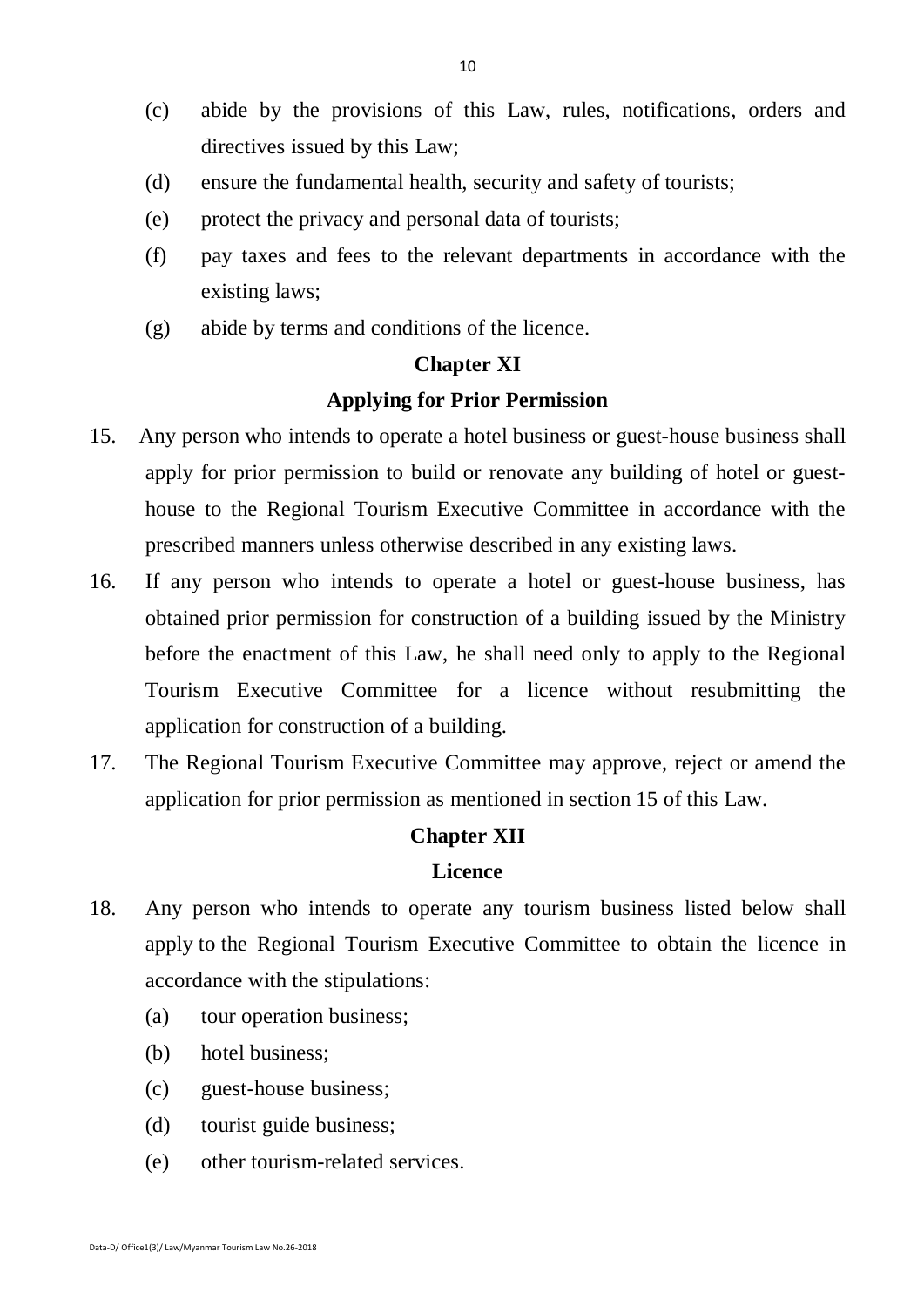(c) abide by the provisions of this Law, rules, notifications, orders and directives issued by this Law;

(d) ensure the fundamental health, security and safety of tourists;

(e) protect the privacy and personal data of tourists;

(f) pay taxes and fees to the relevant departments in accordance with the existing laws;

(g) abide by terms and conditions of the licence.

## Chapter XI

## Applying for Prior Permission

15. Any person who intends to operate a hotel business or guest-house business shall apply for prior permission to build or renovate any building of hotel or guest-house to the Regional Tourism Executive Committee in accordance with the prescribed manners unless otherwise described in any existing laws.

16. If any person who intends to operate a hotel or guest-house business, has obtained prior permission for construction of a building issued by the Ministry before the enactment of this Law, he shall need only to apply to the Regional Tourism Executive Committee for a licence without resubmitting the application for construction of a building.

17. The Regional Tourism Executive Committee may approve, reject or amend the application for prior permission as mentioned in section 15 of this Law.

## Chapter XII

## Licence

18. Any person who intends to operate any tourism business listed below shall apply to the Regional Tourism Executive Committee to obtain the licence in accordance with the stipulations:

    (a) tour operation business;

    (b) hotel business;

    (c) guest-house business;

    (d) tourist guide business;

    (e) other tourism-related services.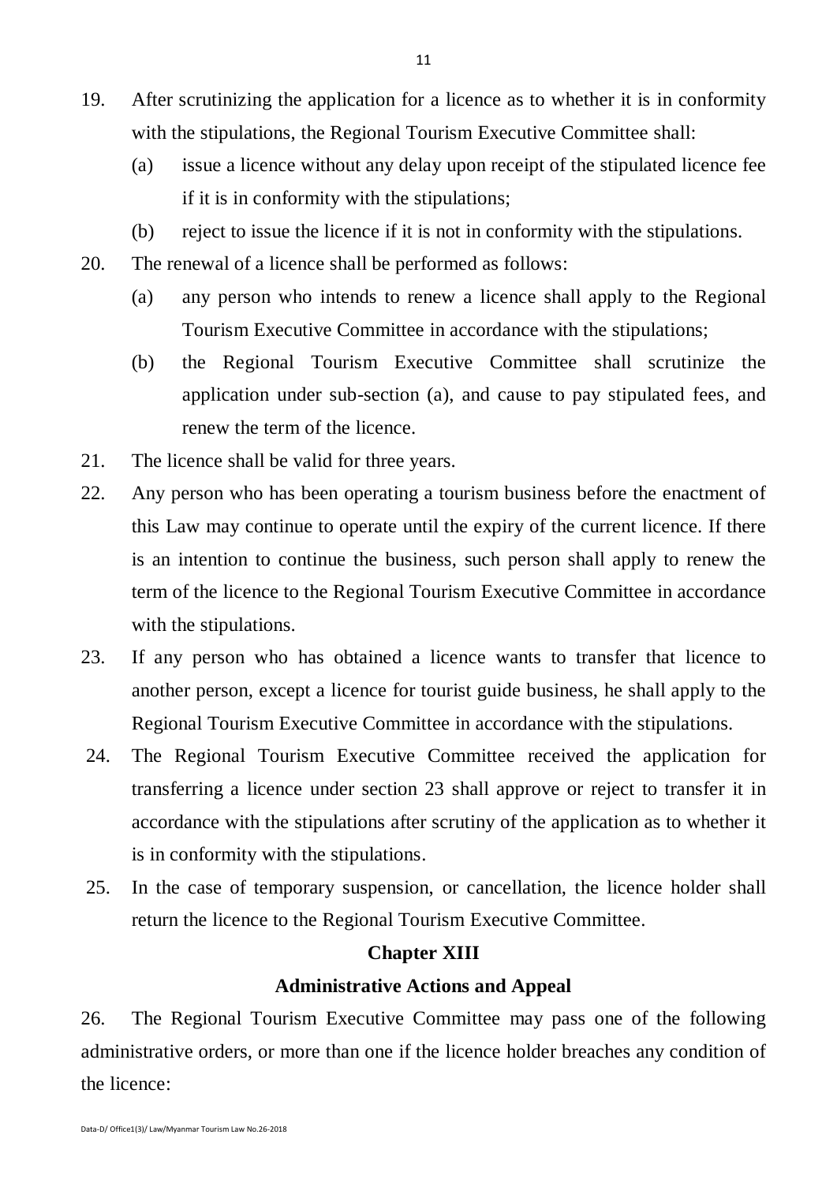19. After scrutinizing the application for a licence as to whether it is in conformity with the stipulations, the Regional Tourism Executive Committee shall:

    (a) issue a licence without any delay upon receipt of the stipulated licence fee if it is in conformity with the stipulations;

    (b) reject to issue the licence if it is not in conformity with the stipulations.

20. The renewal of a licence shall be performed as follows:

    (a) any person who intends to renew a licence shall apply to the Regional Tourism Executive Committee in accordance with the stipulations;

    (b) the Regional Tourism Executive Committee shall scrutinize the application under sub-section (a), and cause to pay stipulated fees, and renew the term of the licence.

21. The licence shall be valid for three years.

22. Any person who has been operating a tourism business before the enactment of this Law may continue to operate until the expiry of the current licence. If there is an intention to continue the business, such person shall apply to renew the term of the licence to the Regional Tourism Executive Committee in accordance with the stipulations.

23. If any person who has obtained a licence wants to transfer that licence to another person, except a licence for tourist guide business, he shall apply to the Regional Tourism Executive Committee in accordance with the stipulations.

24. The Regional Tourism Executive Committee received the application for transferring a licence under section 23 shall approve or reject to transfer it in accordance with the stipulations after scrutiny of the application as to whether it is in conformity with the stipulations.

25. In the case of temporary suspension, or cancellation, the licence holder shall return the licence to the Regional Tourism Executive Committee.

## Chapter XIII

## Administrative Actions and Appeal

26. The Regional Tourism Executive Committee may pass one of the following administrative orders, or more than one if the licence holder breaches any condition of the licence: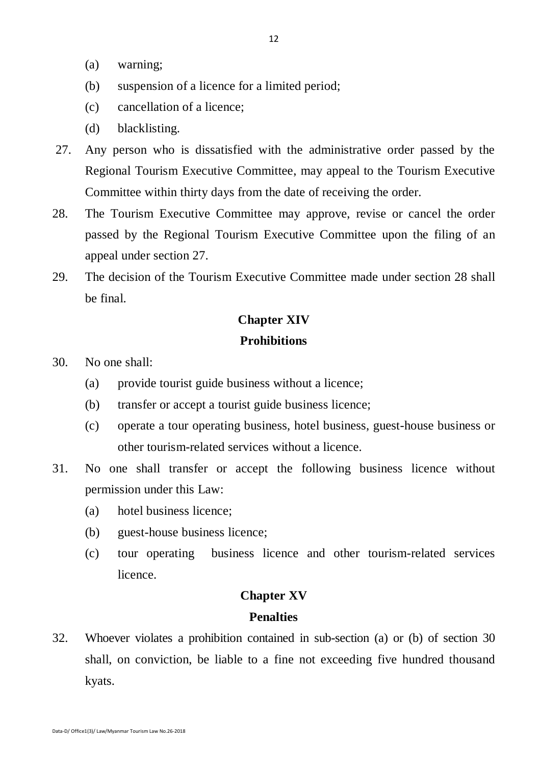(a) warning;

(b) suspension of a licence for a limited period;

(c) cancellation of a licence;

(d) blacklisting.

27. Any person who is dissatisfied with the administrative order passed by the Regional Tourism Executive Committee, may appeal to the Tourism Executive Committee within thirty days from the date of receiving the order.

28. The Tourism Executive Committee may approve, revise or cancel the order passed by the Regional Tourism Executive Committee upon the filing of an appeal under section 27.

29. The decision of the Tourism Executive Committee made under section 28 shall be final.

## Chapter XIV

## Prohibitions

30. No one shall:

    (a) provide tourist guide business without a licence;

    (b) transfer or accept a tourist guide business licence;

    (c) operate a tour operating business, hotel business, guest-house business or other tourism-related services without a licence.

31. No one shall transfer or accept the following business licence without permission under this Law:

    (a) hotel business licence;

    (b) guest-house business licence;

    (c) tour operating business licence and other tourism-related services licence.

## Chapter XV

## Penalties

32. Whoever violates a prohibition contained in sub-section (a) or (b) of section 30 shall, on conviction, be liable to a fine not exceeding five hundred thousand kyats.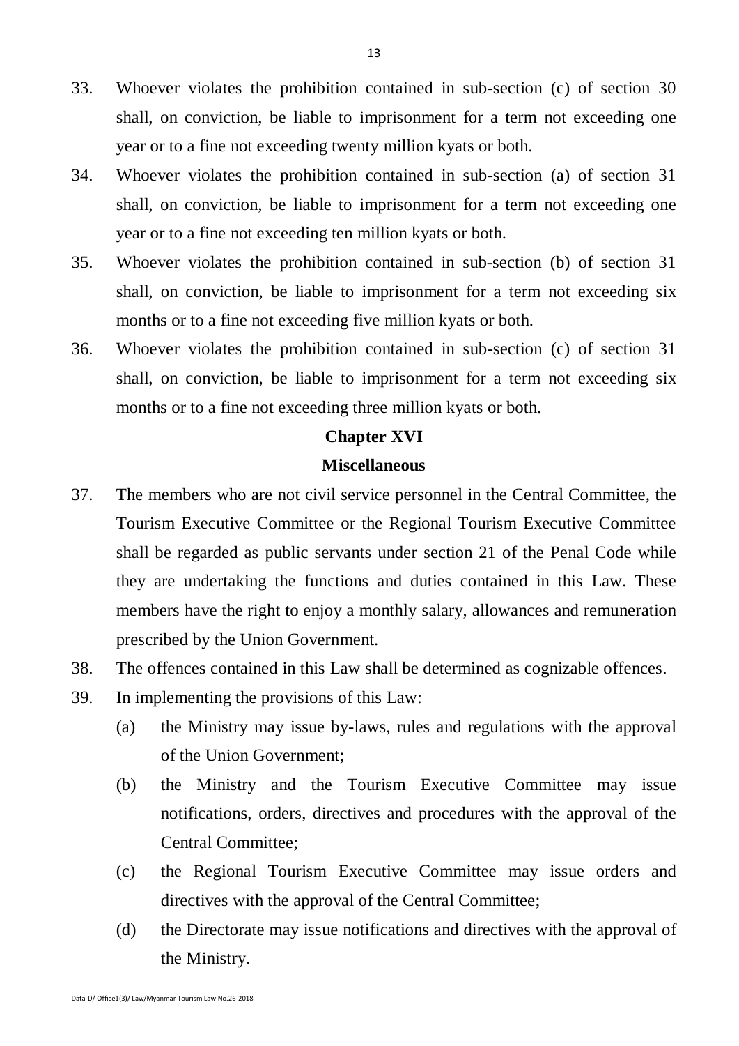33. Whoever violates the prohibition contained in sub-section (c) of section 30 shall, on conviction, be liable to imprisonment for a term not exceeding one year or to a fine not exceeding twenty million kyats or both.

34. Whoever violates the prohibition contained in sub-section (a) of section 31 shall, on conviction, be liable to imprisonment for a term not exceeding one year or to a fine not exceeding ten million kyats or both.

35. Whoever violates the prohibition contained in sub-section (b) of section 31 shall, on conviction, be liable to imprisonment for a term not exceeding six months or to a fine not exceeding five million kyats or both.

36. Whoever violates the prohibition contained in sub-section (c) of section 31 shall, on conviction, be liable to imprisonment for a term not exceeding six months or to a fine not exceeding three million kyats or both.

## Chapter XVI

## Miscellaneous

37. The members who are not civil service personnel in the Central Committee, the Tourism Executive Committee or the Regional Tourism Executive Committee shall be regarded as public servants under section 21 of the Penal Code while they are undertaking the functions and duties contained in this Law. These members have the right to enjoy a monthly salary, allowances and remuneration prescribed by the Union Government.

38. The offences contained in this Law shall be determined as cognizable offences.

39. In implementing the provisions of this Law:

    (a) the Ministry may issue by-laws, rules and regulations with the approval of the Union Government;

    (b) the Ministry and the Tourism Executive Committee may issue notifications, orders, directives and procedures with the approval of the Central Committee;

    (c) the Regional Tourism Executive Committee may issue orders and directives with the approval of the Central Committee;

    (d) the Directorate may issue notifications and directives with the approval of the Ministry.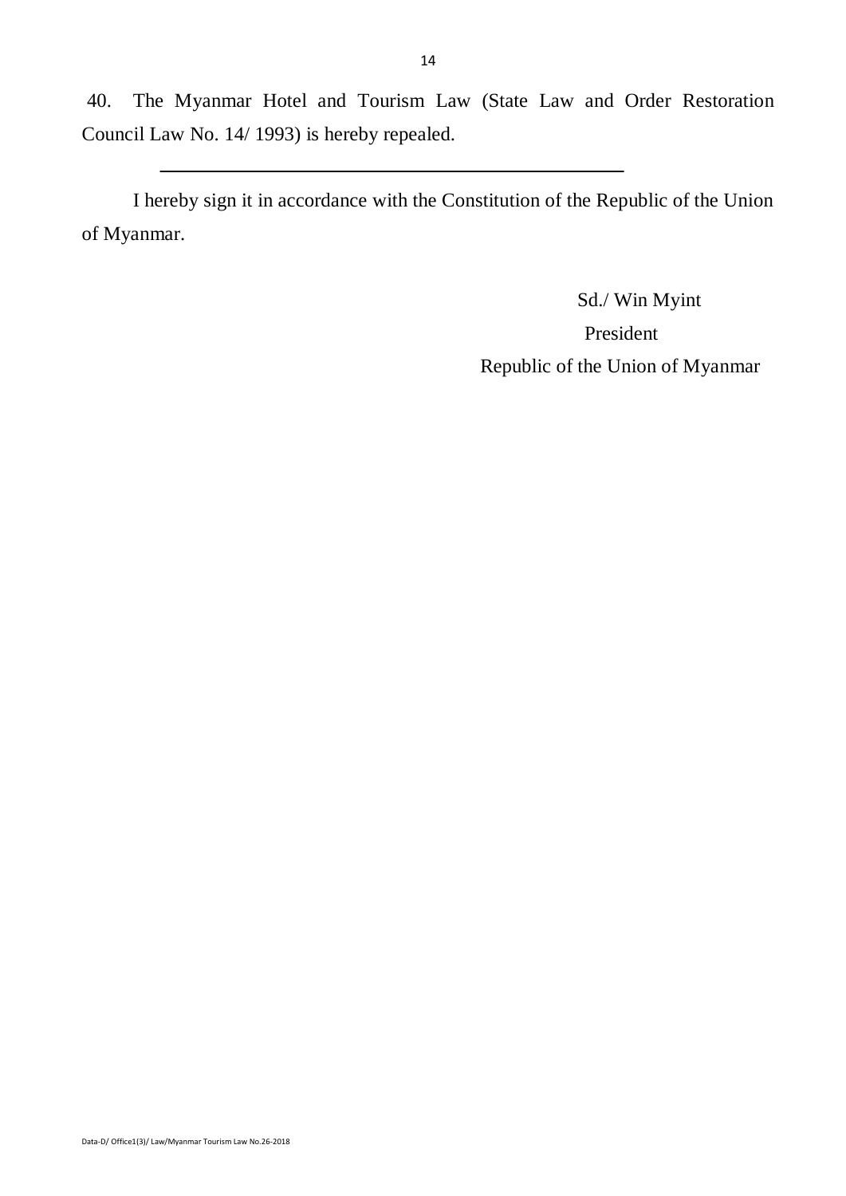40. The Myanmar Hotel and Tourism Law (State Law and Order Restoration Council Law No. 14/ 1993) is hereby repealed.

---

I hereby sign it in accordance with the Constitution of the Republic of the Union of Myanmar.

Sd./ Win Myint

President

Republic of the Union of Myanmar

Data-D/ Office1(3)/ Law/Myanmar Tourism Law No.26-2018